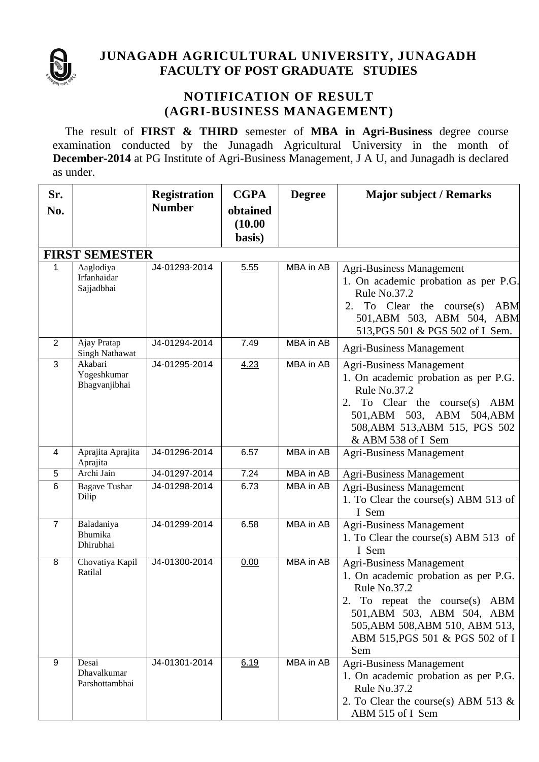# JUNAGADH AGRICULTURAL UNIVERSITY, JUNAGADH
## FACULTY OF POST GRADUATE STUDIES

## NOTIFICATION OF RESULT
## (AGRI-BUSINESS MANAGEMENT)

The result of **FIRST & THIRD** semester of **MBA in Agri-Business** degree course examination conducted by the Junagadh Agricultural University in the month of **December-2014** at PG Institute of Agri-Business Management, J A U, and Junagadh is declared as under.

| Sr. No. | | Registration Number | CGPA obtained (10.00 basis) | Degree | Major subject / Remarks |
|---|---|---|---|---|---|
| **FIRST SEMESTER** | | | | | |
| 1 | Aaglodiya Irfanhaidar Sajjadbhai | J4-01293-2014 | 5.55 | MBA in AB | Agri-Business Management<br>1. On academic probation as per P.G. Rule No.37.2<br>2. To Clear the course(s) ABM 501,ABM 503, ABM 504, ABM 513,PGS 501 & PGS 502 of I Sem. |
| 2 | Ajay Pratap Singh Nathawat | J4-01294-2014 | 7.49 | MBA in AB | Agri-Business Management |
| 3 | Akabari Yogeshkumar Bhagvanjibhai | J4-01295-2014 | 4.23 | MBA in AB | Agri-Business Management<br>1. On academic probation as per P.G. Rule No.37.2<br>2. To Clear the course(s) ABM 501,ABM 503, ABM 504,ABM 508,ABM 513,ABM 515, PGS 502 & ABM 538 of I Sem |
| 4 | Aprajita Aprajita Aprajita | J4-01296-2014 | 6.57 | MBA in AB | Agri-Business Management |
| 5 | Archi Jain | J4-01297-2014 | 7.24 | MBA in AB | Agri-Business Management |
| 6 | Bagave Tushar Dilip | J4-01298-2014 | 6.73 | MBA in AB | Agri-Business Management<br>1. To Clear the course(s) ABM 513 of I Sem |
| 7 | Baladaniya Bhumika Dhirubhai | J4-01299-2014 | 6.58 | MBA in AB | Agri-Business Management<br>1. To Clear the course(s) ABM 513 of I Sem |
| 8 | Chovatiya Kapil Ratilal | J4-01300-2014 | 0.00 | MBA in AB | Agri-Business Management<br>1. On academic probation as per P.G. Rule No.37.2<br>2. To repeat the course(s) ABM 501,ABM 503, ABM 504, ABM 505,ABM 508,ABM 510, ABM 513, ABM 515,PGS 501 & PGS 502 of I Sem |
| 9 | Desai Dhavalkumar Parshottambhai | J4-01301-2014 | 6.19 | MBA in AB | Agri-Business Management<br>1. On academic probation as per P.G. Rule No.37.2<br>2. To Clear the course(s) ABM 513 & ABM 515 of I Sem |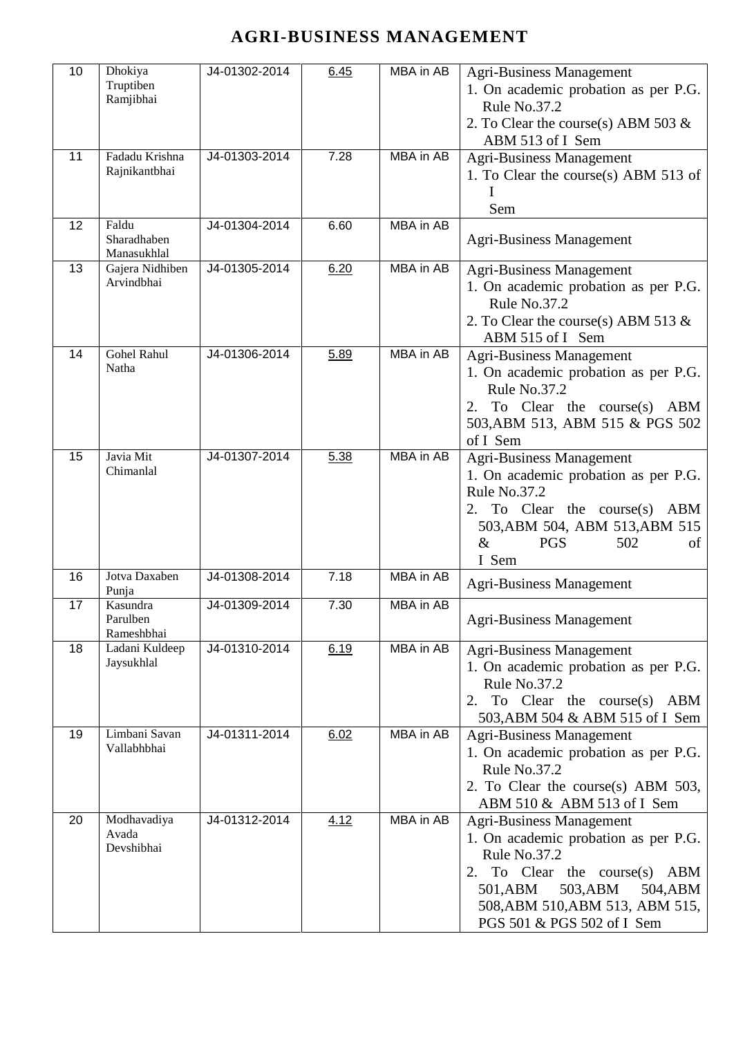# AGRI-BUSINESS MANAGEMENT

| | | | | | |
|---|---|---|---|---|---|
| 10 | Dhokiya Truptiben Ramjibhai | J4-01302-2014 | 6.45 | MBA in AB | Agri-Business Management<br>1. On academic probation as per P.G. Rule No.37.2<br>2. To Clear the course(s) ABM 503 & ABM 513 of I Sem |
| 11 | Fadadu Krishna Rajnikantbhai | J4-01303-2014 | 7.28 | MBA in AB | Agri-Business Management<br>1. To Clear the course(s) ABM 513 of I Sem |
| 12 | Faldu Sharadhaben Manasukhlal | J4-01304-2014 | 6.60 | MBA in AB | Agri-Business Management |
| 13 | Gajera Nidhiben Arvindbhai | J4-01305-2014 | 6.20 | MBA in AB | Agri-Business Management<br>1. On academic probation as per P.G. Rule No.37.2<br>2. To Clear the course(s) ABM 513 & ABM 515 of I Sem |
| 14 | Gohel Rahul Natha | J4-01306-2014 | 5.89 | MBA in AB | Agri-Business Management<br>1. On academic probation as per P.G. Rule No.37.2<br>2. To Clear the course(s) ABM 503,ABM 513, ABM 515 & PGS 502 of I Sem |
| 15 | Javia Mit Chimanlal | J4-01307-2014 | 5.38 | MBA in AB | Agri-Business Management<br>1. On academic probation as per P.G. Rule No.37.2<br>2. To Clear the course(s) ABM 503,ABM 504, ABM 513,ABM 515 & PGS 502 of I Sem |
| 16 | Jotva Daxaben Punja | J4-01308-2014 | 7.18 | MBA in AB | Agri-Business Management |
| 17 | Kasundra Parulben Rameshbhai | J4-01309-2014 | 7.30 | MBA in AB | Agri-Business Management |
| 18 | Ladani Kuldeep Jaysukhlal | J4-01310-2014 | 6.19 | MBA in AB | Agri-Business Management<br>1. On academic probation as per P.G. Rule No.37.2<br>2. To Clear the course(s) ABM 503,ABM 504 & ABM 515 of I Sem |
| 19 | Limbani Savan Vallabhbhai | J4-01311-2014 | 6.02 | MBA in AB | Agri-Business Management<br>1. On academic probation as per P.G. Rule No.37.2<br>2. To Clear the course(s) ABM 503, ABM 510 & ABM 513 of I Sem |
| 20 | Modhavadiya Avada Devshibhai | J4-01312-2014 | 4.12 | MBA in AB | Agri-Business Management<br>1. On academic probation as per P.G. Rule No.37.2<br>2. To Clear the course(s) ABM 501,ABM 503,ABM 504,ABM 508,ABM 510,ABM 513, ABM 515, PGS 501 & PGS 502 of I Sem |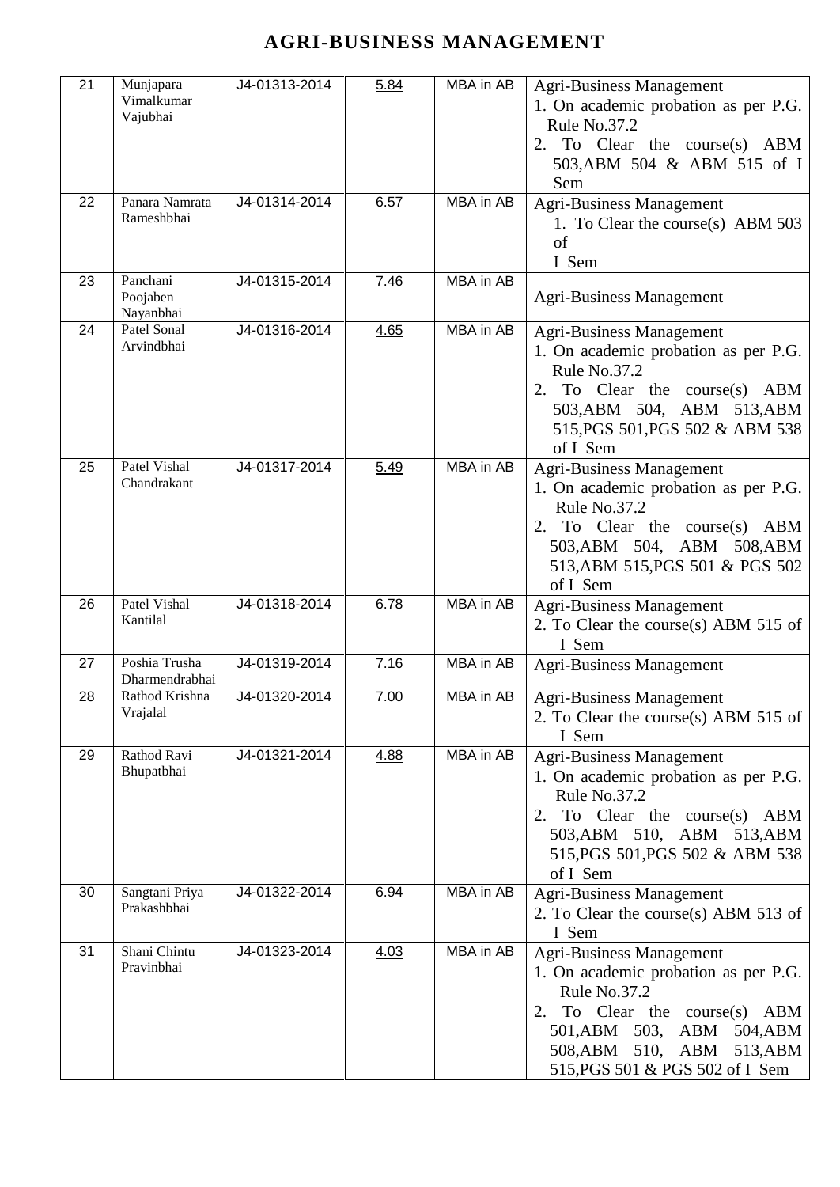# AGRI-BUSINESS MANAGEMENT

| | | | | | |
|---|---|---|---|---|---|
| 21 | Munjapara Vimalkumar Vajubhai | J4-01313-2014 | 5.84 | MBA in AB | Agri-Business Management<br>1. On academic probation as per P.G. Rule No.37.2<br>2. To Clear the course(s) ABM 503,ABM 504 & ABM 515 of I Sem |
| 22 | Panara Namrata Rameshbhai | J4-01314-2014 | 6.57 | MBA in AB | Agri-Business Management<br>1. To Clear the course(s) ABM 503 of I Sem |
| 23 | Panchani Poojaben Nayanbhai | J4-01315-2014 | 7.46 | MBA in AB | Agri-Business Management |
| 24 | Patel Sonal Arvindbhai | J4-01316-2014 | 4.65 | MBA in AB | Agri-Business Management<br>1. On academic probation as per P.G. Rule No.37.2<br>2. To Clear the course(s) ABM 503,ABM 504, ABM 513,ABM 515,PGS 501,PGS 502 & ABM 538 of I Sem |
| 25 | Patel Vishal Chandrakant | J4-01317-2014 | 5.49 | MBA in AB | Agri-Business Management<br>1. On academic probation as per P.G. Rule No.37.2<br>2. To Clear the course(s) ABM 503,ABM 504, ABM 508,ABM 513,ABM 515,PGS 501 & PGS 502 of I Sem |
| 26 | Patel Vishal Kantilal | J4-01318-2014 | 6.78 | MBA in AB | Agri-Business Management<br>2. To Clear the course(s) ABM 515 of I Sem |
| 27 | Poshia Trusha Dharmendrabhai | J4-01319-2014 | 7.16 | MBA in AB | Agri-Business Management |
| 28 | Rathod Krishna Vrajalal | J4-01320-2014 | 7.00 | MBA in AB | Agri-Business Management<br>2. To Clear the course(s) ABM 515 of I Sem |
| 29 | Rathod Ravi Bhupatbhai | J4-01321-2014 | 4.88 | MBA in AB | Agri-Business Management<br>1. On academic probation as per P.G. Rule No.37.2<br>2. To Clear the course(s) ABM 503,ABM 510, ABM 513,ABM 515,PGS 501,PGS 502 & ABM 538 of I Sem |
| 30 | Sangtani Priya Prakashbhai | J4-01322-2014 | 6.94 | MBA in AB | Agri-Business Management<br>2. To Clear the course(s) ABM 513 of I Sem |
| 31 | Shani Chintu Pravinbhai | J4-01323-2014 | 4.03 | MBA in AB | Agri-Business Management<br>1. On academic probation as per P.G. Rule No.37.2<br>2. To Clear the course(s) ABM 501,ABM 503, ABM 504,ABM 508,ABM 510, ABM 513,ABM 515,PGS 501 & PGS 502 of I Sem |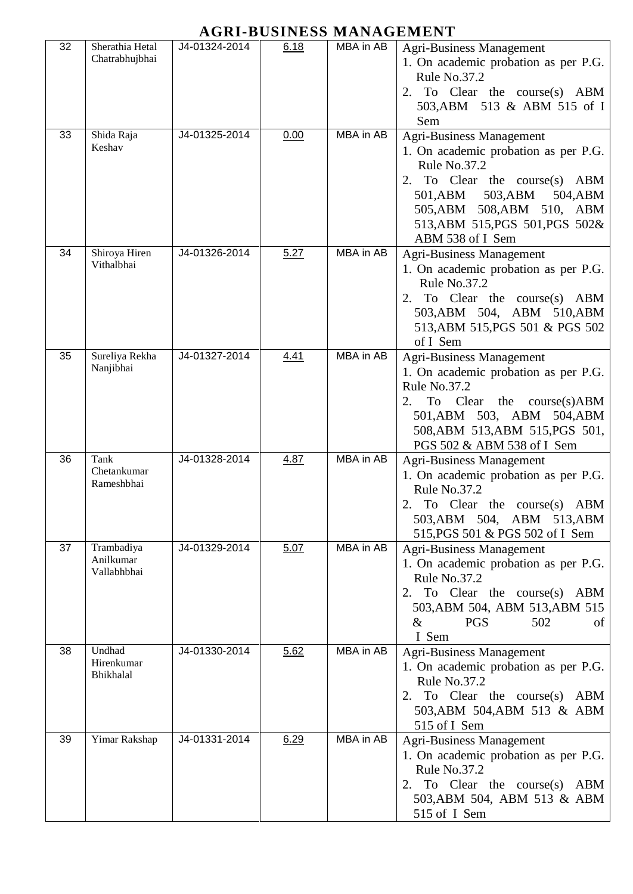# AGRI-BUSINESS MANAGEMENT

| | | | | | |
|---|---|---|---|---|---|
| 32 | Sherathia Hetal Chatrabhujbhai | J4-01324-2014 | 6.18 | MBA in AB | Agri-Business Management<br>1. On academic probation as per P.G. Rule No.37.2<br>2. To Clear the course(s) ABM 503,ABM 513 & ABM 515 of I Sem |
| 33 | Shida Raja Keshav | J4-01325-2014 | 0.00 | MBA in AB | Agri-Business Management<br>1. On academic probation as per P.G. Rule No.37.2<br>2. To Clear the course(s) ABM 501,ABM 503,ABM 504,ABM 505,ABM 508,ABM 510, ABM 513,ABM 515,PGS 501,PGS 502& ABM 538 of I Sem |
| 34 | Shiroya Hiren Vithalbhai | J4-01326-2014 | 5.27 | MBA in AB | Agri-Business Management<br>1. On academic probation as per P.G. Rule No.37.2<br>2. To Clear the course(s) ABM 503,ABM 504, ABM 510,ABM 513,ABM 515,PGS 501 & PGS 502 of I Sem |
| 35 | Sureliya Rekha Nanjibhai | J4-01327-2014 | 4.41 | MBA in AB | Agri-Business Management<br>1. On academic probation as per P.G. Rule No.37.2<br>2. To Clear the course(s)ABM 501,ABM 503, ABM 504,ABM 508,ABM 513,ABM 515,PGS 501, PGS 502 & ABM 538 of I Sem |
| 36 | Tank Chetankumar Rameshbhai | J4-01328-2014 | 4.87 | MBA in AB | Agri-Business Management<br>1. On academic probation as per P.G. Rule No.37.2<br>2. To Clear the course(s) ABM 503,ABM 504, ABM 513,ABM 515,PGS 501 & PGS 502 of I Sem |
| 37 | Trambadiya Anilkumar Vallabhbhai | J4-01329-2014 | 5.07 | MBA in AB | Agri-Business Management<br>1. On academic probation as per P.G. Rule No.37.2<br>2. To Clear the course(s) ABM 503,ABM 504, ABM 513,ABM 515 & PGS 502 of I Sem |
| 38 | Undhad Hirenkumar Bhikhalal | J4-01330-2014 | 5.62 | MBA in AB | Agri-Business Management<br>1. On academic probation as per P.G. Rule No.37.2<br>2. To Clear the course(s) ABM 503,ABM 504,ABM 513 & ABM 515 of I Sem |
| 39 | Yimar Rakshap | J4-01331-2014 | 6.29 | MBA in AB | Agri-Business Management<br>1. On academic probation as per P.G. Rule No.37.2<br>2. To Clear the course(s) ABM 503,ABM 504, ABM 513 & ABM 515 of I Sem |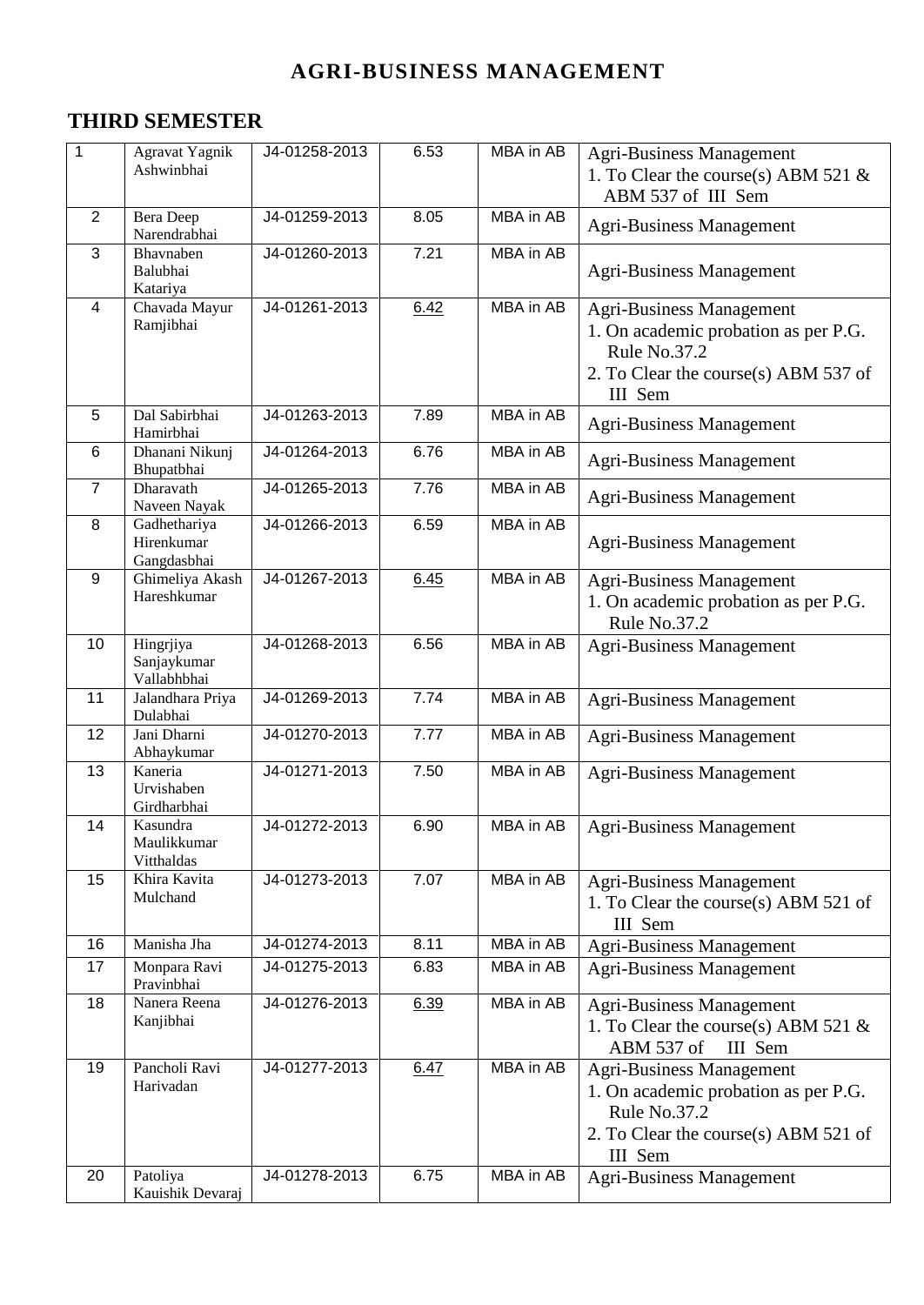# AGRI-BUSINESS MANAGEMENT

## THIRD SEMESTER

| | | | | | |
|---|---|---|---|---|---|
| 1 | Agravat Yagnik Ashwinbhai | J4-01258-2013 | 6.53 | MBA in AB | Agri-Business Management<br>1. To Clear the course(s) ABM 521 & ABM 537 of III Sem |
| 2 | Bera Deep Narendrabhai | J4-01259-2013 | 8.05 | MBA in AB | Agri-Business Management |
| 3 | Bhavnaben Balubhai Katariya | J4-01260-2013 | 7.21 | MBA in AB | Agri-Business Management |
| 4 | Chavada Mayur Ramjibhai | J4-01261-2013 | 6.42 | MBA in AB | Agri-Business Management<br>1. On academic probation as per P.G. Rule No.37.2<br>2. To Clear the course(s) ABM 537 of III Sem |
| 5 | Dal Sabirbhai Hamirbhai | J4-01263-2013 | 7.89 | MBA in AB | Agri-Business Management |
| 6 | Dhanani Nikunj Bhupatbhai | J4-01264-2013 | 6.76 | MBA in AB | Agri-Business Management |
| 7 | Dharavath Naveen Nayak | J4-01265-2013 | 7.76 | MBA in AB | Agri-Business Management |
| 8 | Gadhethariya Hirenkumar Gangdasbhai | J4-01266-2013 | 6.59 | MBA in AB | Agri-Business Management |
| 9 | Ghimeliya Akash Hareshkumar | J4-01267-2013 | 6.45 | MBA in AB | Agri-Business Management<br>1. On academic probation as per P.G. Rule No.37.2 |
| 10 | Hingrjiya Sanjaykumar Vallabhbhai | J4-01268-2013 | 6.56 | MBA in AB | Agri-Business Management |
| 11 | Jalandhara Priya Dulabhai | J4-01269-2013 | 7.74 | MBA in AB | Agri-Business Management |
| 12 | Jani Dharni Abhaykumar | J4-01270-2013 | 7.77 | MBA in AB | Agri-Business Management |
| 13 | Kaneria Urvishaben Girdharbhai | J4-01271-2013 | 7.50 | MBA in AB | Agri-Business Management |
| 14 | Kasundra Maulikkumar Vitthaldas | J4-01272-2013 | 6.90 | MBA in AB | Agri-Business Management |
| 15 | Khira Kavita Mulchand | J4-01273-2013 | 7.07 | MBA in AB | Agri-Business Management<br>1. To Clear the course(s) ABM 521 of III Sem |
| 16 | Manisha Jha | J4-01274-2013 | 8.11 | MBA in AB | Agri-Business Management |
| 17 | Monpara Ravi Pravinbhai | J4-01275-2013 | 6.83 | MBA in AB | Agri-Business Management |
| 18 | Nanera Reena Kanjibhai | J4-01276-2013 | 6.39 | MBA in AB | Agri-Business Management<br>1. To Clear the course(s) ABM 521 & ABM 537 of III Sem |
| 19 | Pancholi Ravi Harivadan | J4-01277-2013 | 6.47 | MBA in AB | Agri-Business Management<br>1. On academic probation as per P.G. Rule No.37.2<br>2. To Clear the course(s) ABM 521 of III Sem |
| 20 | Patoliya Kauishik Devaraj | J4-01278-2013 | 6.75 | MBA in AB | Agri-Business Management |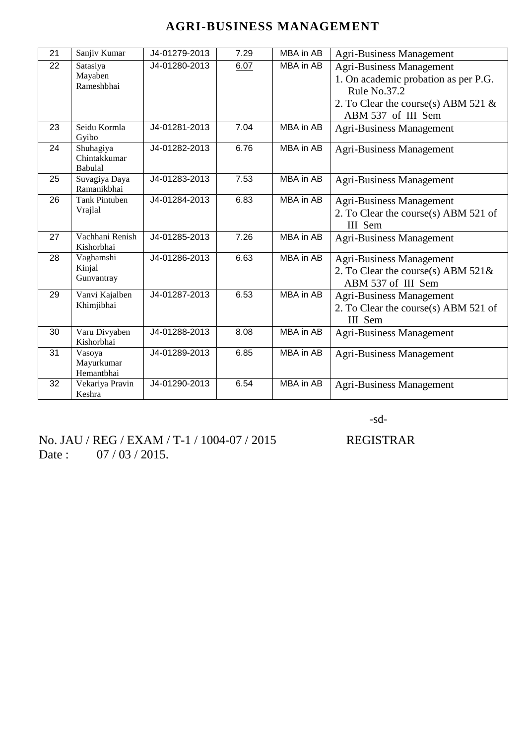## AGRI-BUSINESS MANAGEMENT

| | | | | | |
|---|---|---|---|---|---|
| 21 | Sanjiv Kumar | J4-01279-2013 | 7.29 | MBA in AB | Agri-Business Management |
| 22 | Satasiya Mayaben Rameshbhai | J4-01280-2013 | 6.07 | MBA in AB | Agri-Business Management<br>1. On academic probation as per P.G. Rule No.37.2<br>2. To Clear the course(s) ABM 521 & ABM 537 of III Sem |
| 23 | Seidu Kormla Gyibo | J4-01281-2013 | 7.04 | MBA in AB | Agri-Business Management |
| 24 | Shuhagiya Chintakkumar Babulal | J4-01282-2013 | 6.76 | MBA in AB | Agri-Business Management |
| 25 | Suvagiya Daya Ramanikbhai | J4-01283-2013 | 7.53 | MBA in AB | Agri-Business Management |
| 26 | Tank Pintuben Vrajlal | J4-01284-2013 | 6.83 | MBA in AB | Agri-Business Management<br>2. To Clear the course(s) ABM 521 of III Sem |
| 27 | Vachhani Renish Kishorbhai | J4-01285-2013 | 7.26 | MBA in AB | Agri-Business Management |
| 28 | Vaghamshi Kinjal Gunvantray | J4-01286-2013 | 6.63 | MBA in AB | Agri-Business Management<br>2. To Clear the course(s) ABM 521& ABM 537 of III Sem |
| 29 | Vanvi Kajalben Khimjibhai | J4-01287-2013 | 6.53 | MBA in AB | Agri-Business Management<br>2. To Clear the course(s) ABM 521 of III Sem |
| 30 | Varu Divyaben Kishorbhai | J4-01288-2013 | 8.08 | MBA in AB | Agri-Business Management |
| 31 | Vasoya Mayurkumar Hemantbhai | J4-01289-2013 | 6.85 | MBA in AB | Agri-Business Management |
| 32 | Vekariya Pravin Keshra | J4-01290-2013 | 6.54 | MBA in AB | Agri-Business Management |

-sd-

No. JAU / REG / EXAM / T-1 / 1004-07 / 2015 REGISTRAR

Date : 07 / 03 / 2015.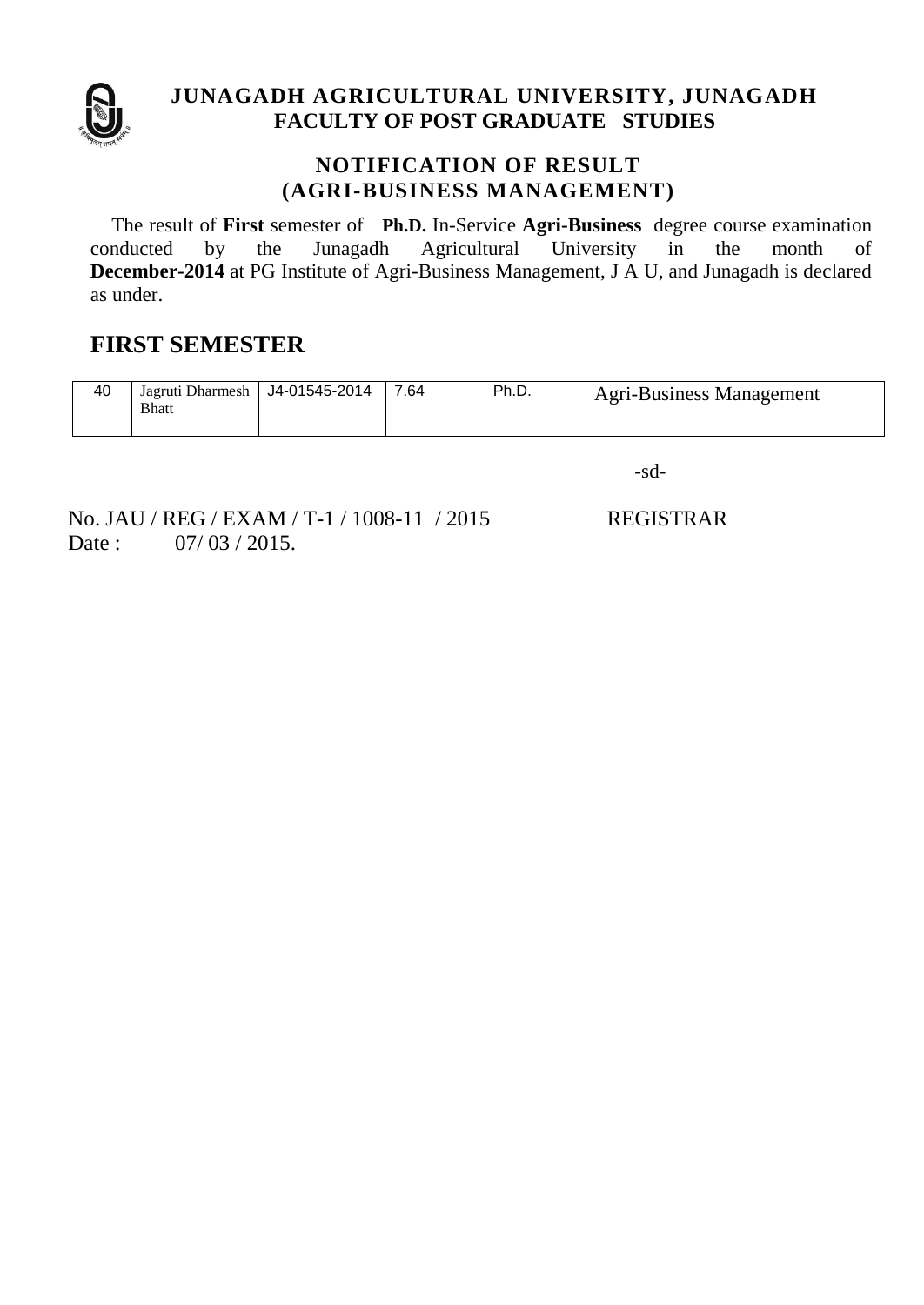# JUNAGADH AGRICULTURAL UNIVERSITY, JUNAGADH
## FACULTY OF POST GRADUATE STUDIES

### NOTIFICATION OF RESULT
### (AGRI-BUSINESS MANAGEMENT)

The result of **First** semester of **Ph.D.** In-Service **Agri-Business** degree course examination conducted by the Junagadh Agricultural University in the month of **December-2014** at PG Institute of Agri-Business Management, J A U, and Junagadh is declared as under.

## FIRST SEMESTER

| | | | | | |
|---|---|---|---|---|---|
| 40 | Jagruti Dharmesh Bhatt | J4-01545-2014 | 7.64 | Ph.D. | Agri-Business Management |

-sd-

No. JAU / REG / EXAM / T-1 / 1008-11 / 2015

REGISTRAR

Date : 07/ 03 / 2015.